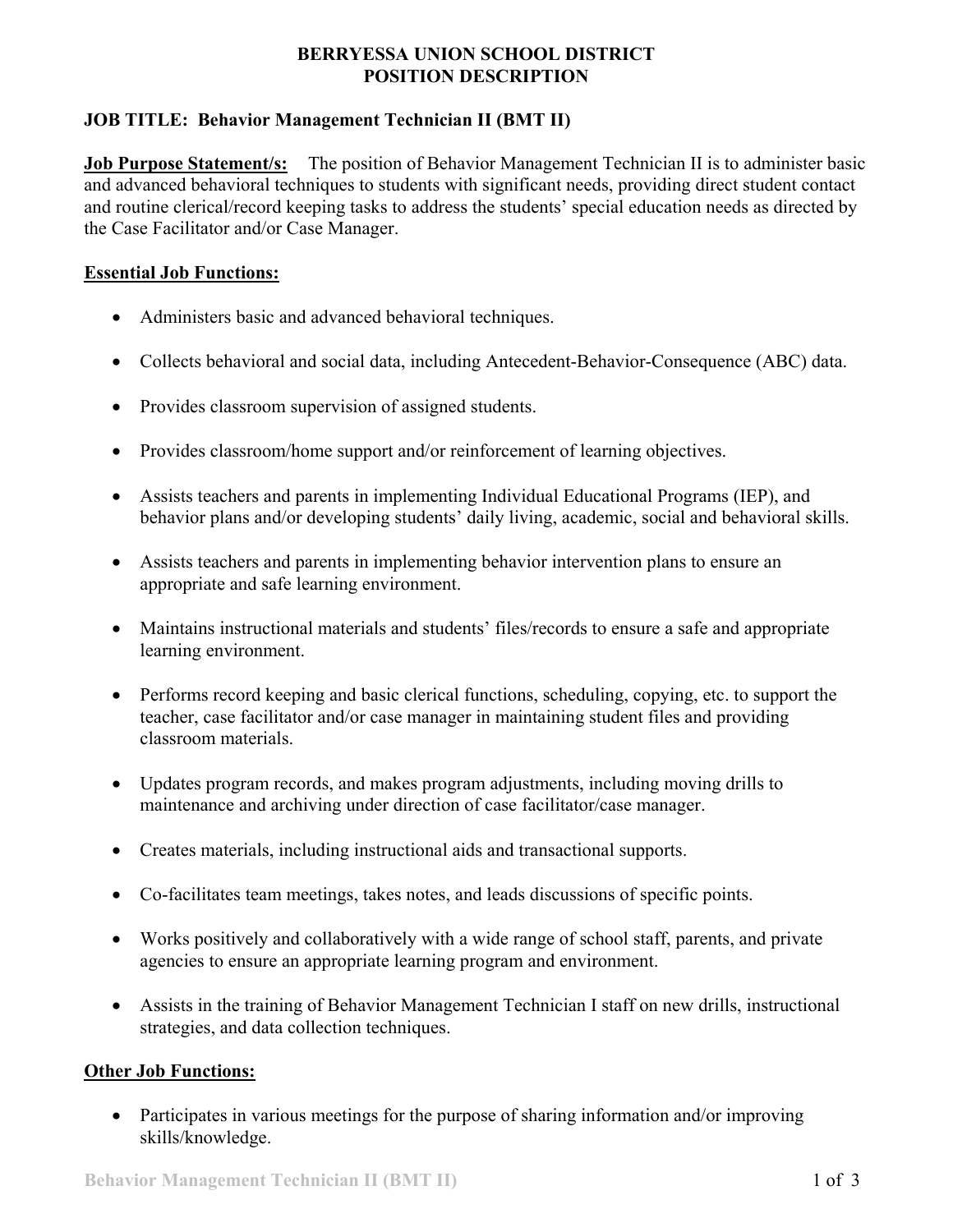# BERRYESSA UNION SCHOOL DISTRICT
# POSITION DESCRIPTION

**JOB TITLE: Behavior Management Technician II (BMT II)**

**Job Purpose Statement/s:** The position of Behavior Management Technician II is to administer basic and advanced behavioral techniques to students with significant needs, providing direct student contact and routine clerical/record keeping tasks to address the students' special education needs as directed by the Case Facilitator and/or Case Manager.

## Essential Job Functions:

- Administers basic and advanced behavioral techniques.
- Collects behavioral and social data, including Antecedent-Behavior-Consequence (ABC) data.
- Provides classroom supervision of assigned students.
- Provides classroom/home support and/or reinforcement of learning objectives.
- Assists teachers and parents in implementing Individual Educational Programs (IEP), and behavior plans and/or developing students' daily living, academic, social and behavioral skills.
- Assists teachers and parents in implementing behavior intervention plans to ensure an appropriate and safe learning environment.
- Maintains instructional materials and students' files/records to ensure a safe and appropriate learning environment.
- Performs record keeping and basic clerical functions, scheduling, copying, etc. to support the teacher, case facilitator and/or case manager in maintaining student files and providing classroom materials.
- Updates program records, and makes program adjustments, including moving drills to maintenance and archiving under direction of case facilitator/case manager.
- Creates materials, including instructional aids and transactional supports.
- Co-facilitates team meetings, takes notes, and leads discussions of specific points.
- Works positively and collaboratively with a wide range of school staff, parents, and private agencies to ensure an appropriate learning program and environment.
- Assists in the training of Behavior Management Technician I staff on new drills, instructional strategies, and data collection techniques.

## Other Job Functions:

- Participates in various meetings for the purpose of sharing information and/or improving skills/knowledge.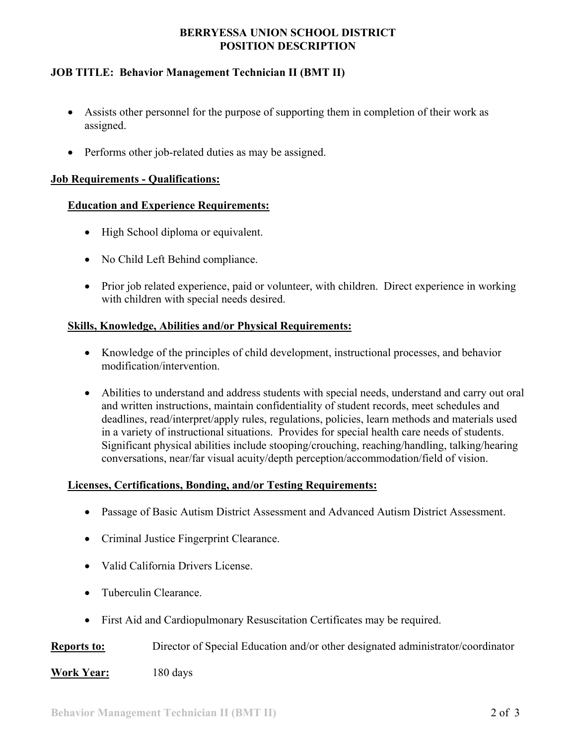**BERRYESSA UNION SCHOOL DISTRICT**
**POSITION DESCRIPTION**

**JOB TITLE: Behavior Management Technician II (BMT II)**

- Assists other personnel for the purpose of supporting them in completion of their work as assigned.
- Performs other job-related duties as may be assigned.

**Job Requirements - Qualifications:**

**Education and Experience Requirements:**

- High School diploma or equivalent.
- No Child Left Behind compliance.
- Prior job related experience, paid or volunteer, with children. Direct experience in working with children with special needs desired.

**Skills, Knowledge, Abilities and/or Physical Requirements:**

- Knowledge of the principles of child development, instructional processes, and behavior modification/intervention.
- Abilities to understand and address students with special needs, understand and carry out oral and written instructions, maintain confidentiality of student records, meet schedules and deadlines, read/interpret/apply rules, regulations, policies, learn methods and materials used in a variety of instructional situations. Provides for special health care needs of students. Significant physical abilities include stooping/crouching, reaching/handling, talking/hearing conversations, near/far visual acuity/depth perception/accommodation/field of vision.

**Licenses, Certifications, Bonding, and/or Testing Requirements:**

- Passage of Basic Autism District Assessment and Advanced Autism District Assessment.
- Criminal Justice Fingerprint Clearance.
- Valid California Drivers License.
- Tuberculin Clearance.
- First Aid and Cardiopulmonary Resuscitation Certificates may be required.

**Reports to:** Director of Special Education and/or other designated administrator/coordinator

**Work Year:** 180 days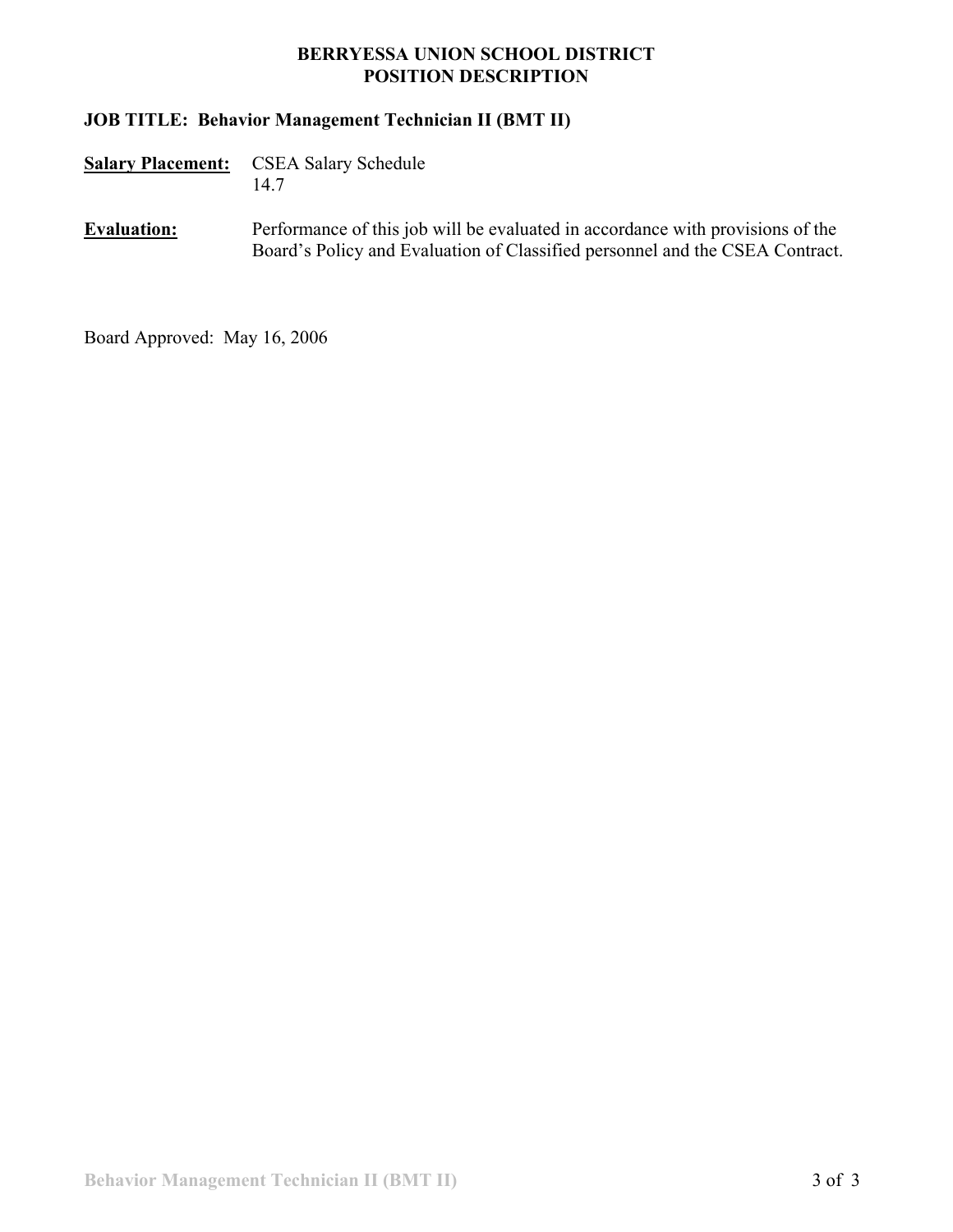**BERRYESSA UNION SCHOOL DISTRICT**
**POSITION DESCRIPTION**

**JOB TITLE: Behavior Management Technician II (BMT II)**

**Salary Placement:** CSEA Salary Schedule
14.7

**Evaluation:** Performance of this job will be evaluated in accordance with provisions of the Board's Policy and Evaluation of Classified personnel and the CSEA Contract.

Board Approved: May 16, 2006